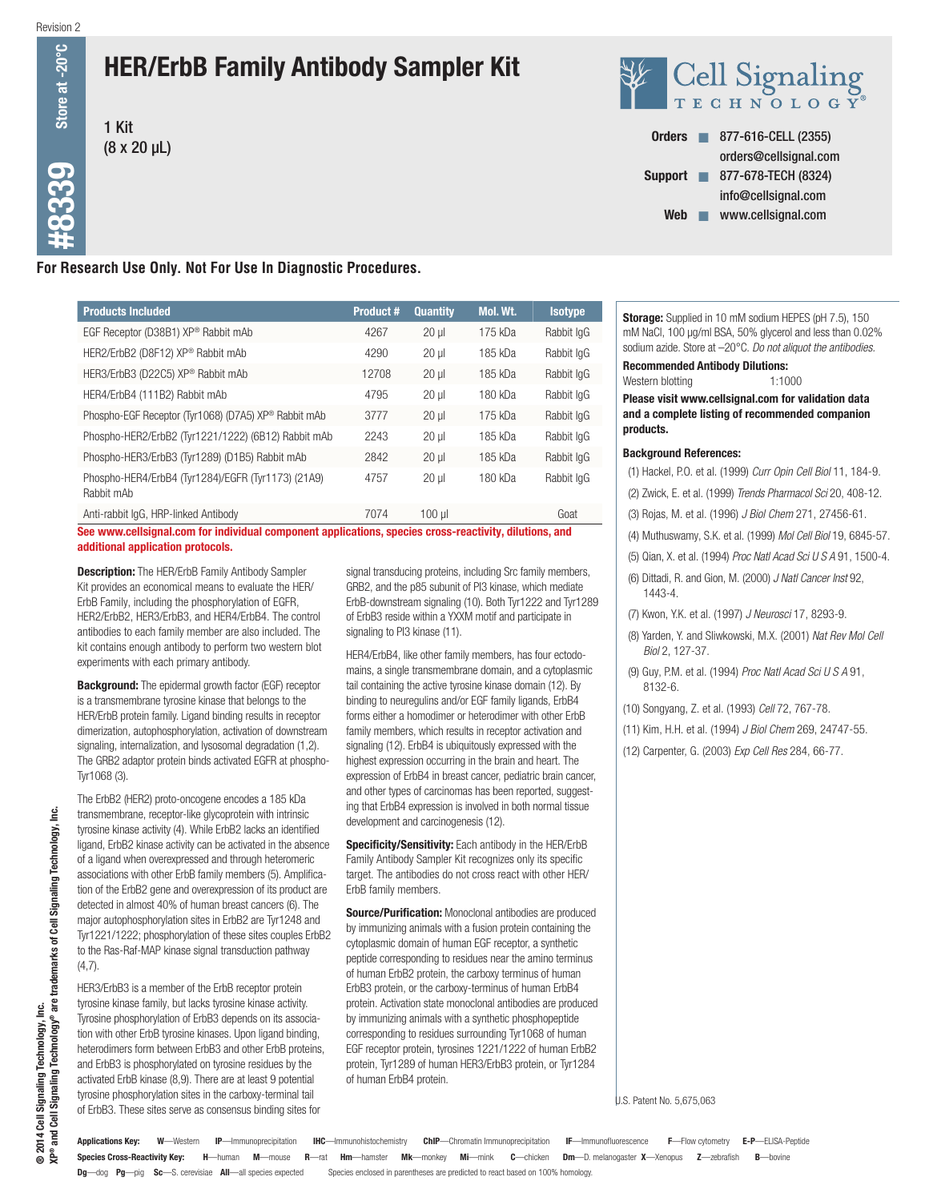Revision 2

#8339 Store at -20°C

# HER/ErbB Family Antibody Sampler Kit

1 Kit
(8 x 20 µL)

Cell Signaling TECHNOLOGY®

**Orders** ■ 877-616-CELL (2355)
orders@cellsignal.com
**Support** ■ 877-678-TECH (8324)
info@cellsignal.com
**Web** ■ www.cellsignal.com

**For Research Use Only. Not For Use In Diagnostic Procedures.**

| Products Included | Product # | Quantity | Mol. Wt. | Isotype |
|---|---|---|---|---|
| EGF Receptor (D38B1) XP® Rabbit mAb | 4267 | 20 µl | 175 kDa | Rabbit IgG |
| HER2/ErbB2 (D8F12) XP® Rabbit mAb | 4290 | 20 µl | 185 kDa | Rabbit IgG |
| HER3/ErbB3 (D22C5) XP® Rabbit mAb | 12708 | 20 µl | 185 kDa | Rabbit IgG |
| HER4/ErbB4 (111B2) Rabbit mAb | 4795 | 20 µl | 180 kDa | Rabbit IgG |
| Phospho-EGF Receptor (Tyr1068) (D7A5) XP® Rabbit mAb | 3777 | 20 µl | 175 kDa | Rabbit IgG |
| Phospho-HER2/ErbB2 (Tyr1221/1222) (6B12) Rabbit mAb | 2243 | 20 µl | 185 kDa | Rabbit IgG |
| Phospho-HER3/ErbB3 (Tyr1289) (D1B5) Rabbit mAb | 2842 | 20 µl | 185 kDa | Rabbit IgG |
| Phospho-HER4/ErbB4 (Tyr1284)/EGFR (Tyr1173) (21A9) Rabbit mAb | 4757 | 20 µl | 180 kDa | Rabbit IgG |
| Anti-rabbit IgG, HRP-linked Antibody | 7074 | 100 µl | | Goat |

**See www.cellsignal.com for individual component applications, species cross-reactivity, dilutions, and additional application protocols.**

**Description:** The HER/ErbB Family Antibody Sampler Kit provides an economical means to evaluate the HER/ErbB Family, including the phosphorylation of EGFR, HER2/ErbB2, HER3/ErbB3, and HER4/ErbB4. The control antibodies to each family member are also included. The kit contains enough antibody to perform two western blot experiments with each primary antibody.

**Background:** The epidermal growth factor (EGF) receptor is a transmembrane tyrosine kinase that belongs to the HER/ErbB protein family. Ligand binding results in receptor dimerization, autophosphorylation, activation of downstream signaling, internalization, and lysosomal degradation (1,2). The GRB2 adaptor protein binds activated EGFR at phospho-Tyr1068 (3).

The ErbB2 (HER2) proto-oncogene encodes a 185 kDa transmembrane, receptor-like glycoprotein with intrinsic tyrosine kinase activity (4). While ErbB2 lacks an identified ligand, ErbB2 kinase activity can be activated in the absence of a ligand when overexpressed and through heteromeric associations with other ErbB family members (5). Amplification of the ErbB2 gene and overexpression of its product are detected in almost 40% of human breast cancers (6). The major autophosphorylation sites in ErbB2 are Tyr1248 and Tyr1221/1222; phosphorylation of these sites couples ErbB2 to the Ras-Raf-MAP kinase signal transduction pathway (4,7).

HER3/ErbB3 is a member of the ErbB receptor protein tyrosine kinase family, but lacks tyrosine kinase activity. Tyrosine phosphorylation of ErbB3 depends on its association with other ErbB tyrosine kinases. Upon ligand binding, heterodimers form between ErbB3 and other ErbB proteins, and ErbB3 is phosphorylated on tyrosine residues by the activated ErbB kinase (8,9). There are at least 9 potential tyrosine phosphorylation sites in the carboxy-terminal tail of ErbB3. These sites serve as consensus binding sites for signal transducing proteins, including Src family members, GRB2, and the p85 subunit of PI3 kinase, which mediate ErbB-downstream signaling (10). Both Tyr1222 and Tyr1289 of ErbB3 reside within a YXXM motif and participate in signaling to PI3 kinase (11).

HER4/ErbB4, like other family members, has four ectodomains, a single transmembrane domain, and a cytoplasmic tail containing the active tyrosine kinase domain (12). By binding to neuregulins and/or EGF family ligands, ErbB4 forms either a homodimer or heterodimer with other ErbB family members, which results in receptor activation and signaling (12). ErbB4 is ubiquitously expressed with the highest expression occurring in the brain and heart. The expression of ErbB4 in breast cancer, pediatric brain cancer, and other types of carcinomas has been reported, suggesting that ErbB4 expression is involved in both normal tissue development and carcinogenesis (12).

**Specificity/Sensitivity:** Each antibody in the HER/ErbB Family Antibody Sampler Kit recognizes only its specific target. The antibodies do not cross react with other HER/ErbB family members.

**Source/Purification:** Monoclonal antibodies are produced by immunizing animals with a fusion protein containing the cytoplasmic domain of human EGF receptor, a synthetic peptide corresponding to residues near the amino terminus of human ErbB2 protein, the carboxy terminus of human ErbB3 protein, or the carboxy-terminus of human ErbB4 protein. Activation state monoclonal antibodies are produced by immunizing animals with a synthetic phosphopeptide corresponding to residues surrounding Tyr1068 of human EGF receptor protein, tyrosines 1221/1222 of human ErbB2 protein, Tyr1289 of human HER3/ErbB3 protein, or Tyr1284 of human ErbB4 protein.

**Storage:** Supplied in 10 mM sodium HEPES (pH 7.5), 150 mM NaCl, 100 µg/ml BSA, 50% glycerol and less than 0.02% sodium azide. Store at –20°C. *Do not aliquot the antibodies.*

**Recommended Antibody Dilutions:**
Western blotting 1:1000

**Please visit www.cellsignal.com for validation data and a complete listing of recommended companion products.**

**Background References:**

(1) Hackel, P.O. et al. (1999) *Curr Opin Cell Biol* 11, 184-9.
(2) Zwick, E. et al. (1999) *Trends Pharmacol Sci* 20, 408-12.
(3) Rojas, M. et al. (1996) *J Biol Chem* 271, 27456-61.
(4) Muthuswamy, S.K. et al. (1999) *Mol Cell Biol* 19, 6845-57.
(5) Qian, X. et al. (1994) *Proc Natl Acad Sci U S A* 91, 1500-4.
(6) Dittadi, R. and Gion, M. (2000) *J Natl Cancer Inst* 92, 1443-4.
(7) Kwon, Y.K. et al. (1997) *J Neurosci* 17, 8293-9.
(8) Yarden, Y. and Sliwkowski, M.X. (2001) *Nat Rev Mol Cell Biol* 2, 127-37.
(9) Guy, P.M. et al. (1994) *Proc Natl Acad Sci U S A* 91, 8132-6.
(10) Songyang, Z. et al. (1993) *Cell* 72, 767-78.
(11) Kim, H.H. et al. (1994) *J Biol Chem* 269, 24747-55.
(12) Carpenter, G. (2003) *Exp Cell Res* 284, 66-77.

U.S. Patent No. 5,675,063

**Applications Key:** **W**—Western **IP**—Immunoprecipitation **IHC**—Immunohistochemistry **ChIP**—Chromatin Immunoprecipitation **IF**—Immunofluorescence **F**—Flow cytometry **E-P**—ELISA-Peptide

**Species Cross-Reactivity Key:** **H**—human **M**—mouse **R**—rat **Hm**—hamster **Mk**—monkey **Mi**—mink **C**—chicken **Dm**—D. melanogaster **X**—Xenopus **Z**—zebrafish **B**—bovine **Dg**—dog **Pg**—pig **Sc**—S. cerevisiae **All**—all species expected Species enclosed in parentheses are predicted to react based on 100% homology.

© 2014 Cell Signaling Technology, Inc.
XP® and Cell Signaling Technology® are trademarks of Cell Signaling Technology, Inc.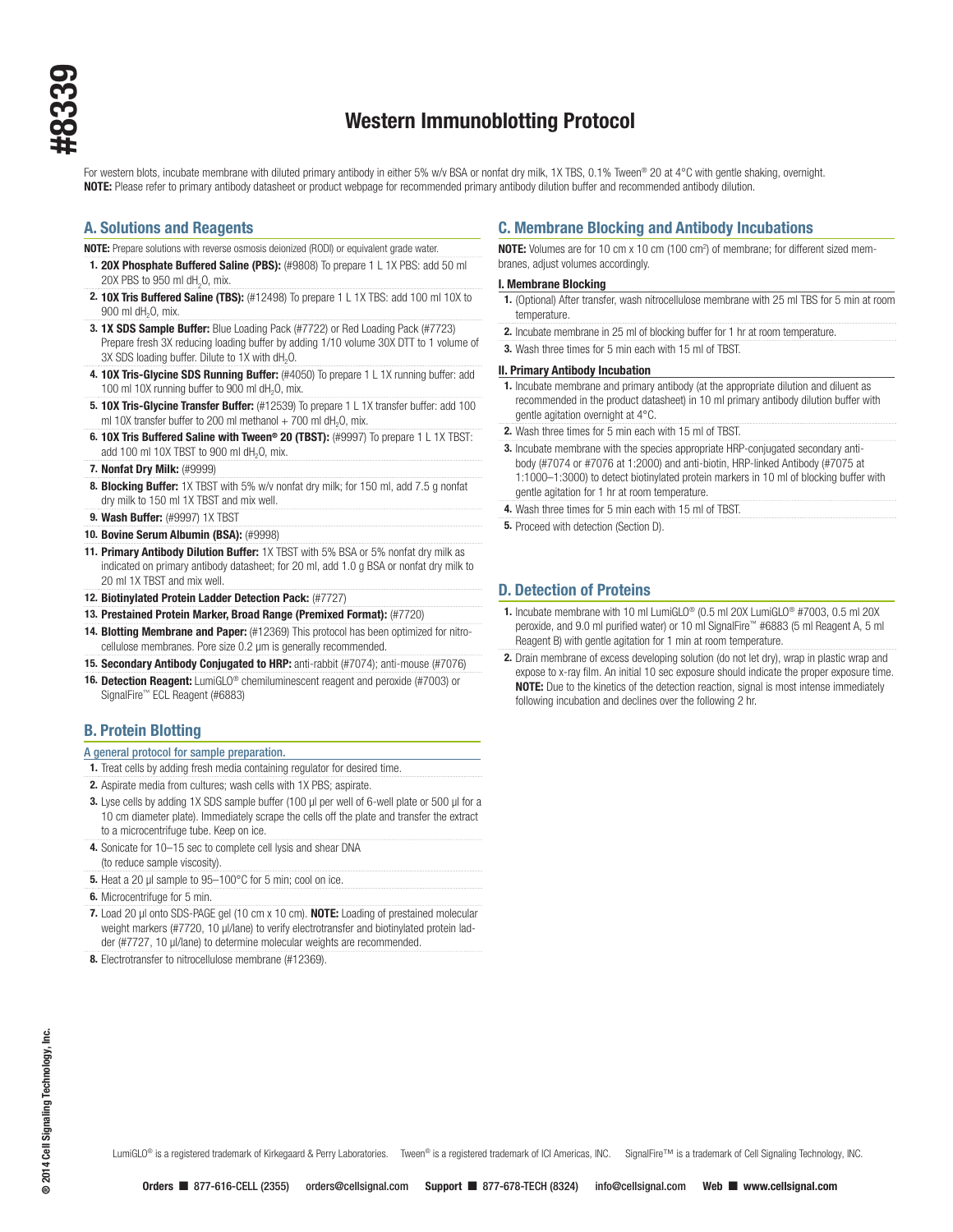#8339

# Western Immunoblotting Protocol

For western blots, incubate membrane with diluted primary antibody in either 5% w/v BSA or nonfat dry milk, 1X TBS, 0.1% Tween® 20 at 4°C with gentle shaking, overnight.
**NOTE:** Please refer to primary antibody datasheet or product webpage for recommended primary antibody dilution buffer and recommended antibody dilution.

## A. Solutions and Reagents

**NOTE:** Prepare solutions with reverse osmosis deionized (RODI) or equivalent grade water.

1. **20X Phosphate Buffered Saline (PBS):** (#9808) To prepare 1 L 1X PBS: add 50 ml 20X PBS to 950 ml $dH_2O$, mix.
2. **10X Tris Buffered Saline (TBS):** (#12498) To prepare 1 L 1X TBS: add 100 ml 10X to 900 ml $dH_2O$, mix.
3. **1X SDS Sample Buffer:** Blue Loading Pack (#7722) or Red Loading Pack (#7723) Prepare fresh 3X reducing loading buffer by adding 1/10 volume 30X DTT to 1 volume of 3X SDS loading buffer. Dilute to 1X with $dH_2O$.
4. **10X Tris-Glycine SDS Running Buffer:** (#4050) To prepare 1 L 1X running buffer: add 100 ml 10X running buffer to 900 ml $dH_2O$, mix.
5. **10X Tris-Glycine Transfer Buffer:** (#12539) To prepare 1 L 1X transfer buffer: add 100 ml 10X transfer buffer to 200 ml methanol + 700 ml $dH_2O$, mix.
6. **10X Tris Buffered Saline with Tween® 20 (TBST):** (#9997) To prepare 1 L 1X TBST: add 100 ml 10X TBST to 900 ml $dH_2O$, mix.
7. **Nonfat Dry Milk:** (#9999)
8. **Blocking Buffer:** 1X TBST with 5% w/v nonfat dry milk; for 150 ml, add 7.5 g nonfat dry milk to 150 ml 1X TBST and mix well.
9. **Wash Buffer:** (#9997) 1X TBST
10. **Bovine Serum Albumin (BSA):** (#9998)
11. **Primary Antibody Dilution Buffer:** 1X TBST with 5% BSA or 5% nonfat dry milk as indicated on primary antibody datasheet; for 20 ml, add 1.0 g BSA or nonfat dry milk to 20 ml 1X TBST and mix well.
12. **Biotinylated Protein Ladder Detection Pack:** (#7727)
13. **Prestained Protein Marker, Broad Range (Premixed Format):** (#7720)
14. **Blotting Membrane and Paper:** (#12369) This protocol has been optimized for nitrocellulose membranes. Pore size 0.2 µm is generally recommended.
15. **Secondary Antibody Conjugated to HRP:** anti-rabbit (#7074); anti-mouse (#7076)
16. **Detection Reagent:** LumiGLO® chemiluminescent reagent and peroxide (#7003) or SignalFire™ ECL Reagent (#6883)

## B. Protein Blotting

A general protocol for sample preparation.

1. Treat cells by adding fresh media containing regulator for desired time.
2. Aspirate media from cultures; wash cells with 1X PBS; aspirate.
3. Lyse cells by adding 1X SDS sample buffer (100 µl per well of 6-well plate or 500 µl for a 10 cm diameter plate). Immediately scrape the cells off the plate and transfer the extract to a microcentrifuge tube. Keep on ice.
4. Sonicate for 10–15 sec to complete cell lysis and shear DNA (to reduce sample viscosity).
5. Heat a 20 µl sample to 95–100°C for 5 min; cool on ice.
6. Microcentrifuge for 5 min.
7. Load 20 µl onto SDS-PAGE gel (10 cm x 10 cm). **NOTE:** Loading of prestained molecular weight markers (#7720, 10 µl/lane) to verify electrotransfer and biotinylated protein ladder (#7727, 10 µl/lane) to determine molecular weights are recommended.
8. Electrotransfer to nitrocellulose membrane (#12369).

## C. Membrane Blocking and Antibody Incubations

**NOTE:** Volumes are for 10 cm x 10 cm (100 $cm^2$) of membrane; for different sized membranes, adjust volumes accordingly.

### I. Membrane Blocking

1. (Optional) After transfer, wash nitrocellulose membrane with 25 ml TBS for 5 min at room temperature.
2. Incubate membrane in 25 ml of blocking buffer for 1 hr at room temperature.
3. Wash three times for 5 min each with 15 ml of TBST.

### II. Primary Antibody Incubation

1. Incubate membrane and primary antibody (at the appropriate dilution and diluent as recommended in the product datasheet) in 10 ml primary antibody dilution buffer with gentle agitation overnight at 4°C.
2. Wash three times for 5 min each with 15 ml of TBST.
3. Incubate membrane with the species appropriate HRP-conjugated secondary antibody (#7074 or #7076 at 1:2000) and anti-biotin, HRP-linked Antibody (#7075 at 1:1000–1:3000) to detect biotinylated protein markers in 10 ml of blocking buffer with gentle agitation for 1 hr at room temperature.
4. Wash three times for 5 min each with 15 ml of TBST.
5. Proceed with detection (Section D).

## D. Detection of Proteins

1. Incubate membrane with 10 ml LumiGLO® (0.5 ml 20X LumiGLO® #7003, 0.5 ml 20X peroxide, and 9.0 ml purified water) or 10 ml SignalFire™ #6883 (5 ml Reagent A, 5 ml Reagent B) with gentle agitation for 1 min at room temperature.
2. Drain membrane of excess developing solution (do not let dry), wrap in plastic wrap and expose to x-ray film. An initial 10 sec exposure should indicate the proper exposure time. **NOTE:** Due to the kinetics of the detection reaction, signal is most intense immediately following incubation and declines over the following 2 hr.

LumiGLO® is a registered trademark of Kirkegaard & Perry Laboratories. Tween® is a registered trademark of ICI Americas, INC. SignalFire™ is a trademark of Cell Signaling Technology, INC.

© 2014 Cell Signaling Technology, Inc.

**Orders** ■ 877-616-CELL (2355) orders@cellsignal.com **Support** ■ 877-678-TECH (8324) info@cellsignal.com **Web** ■ www.cellsignal.com